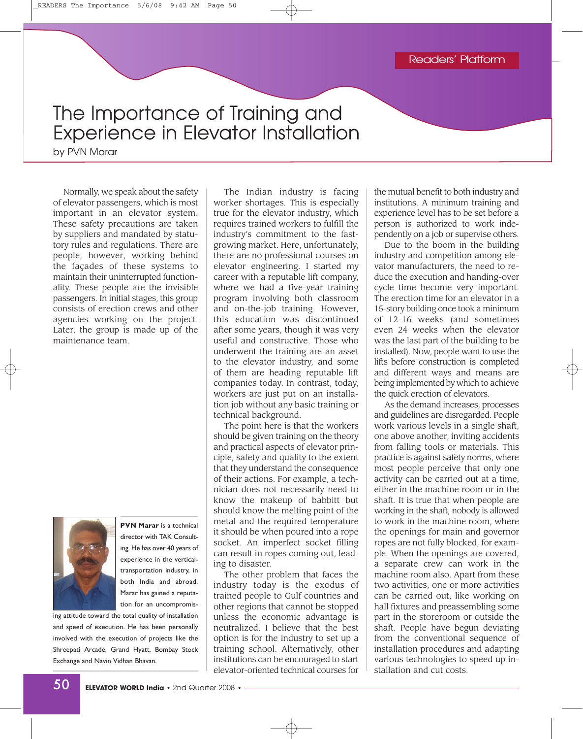Readers' Platform

# The Importance of Training and Experience in Elevator Installation

by PVN Marar

Normally, we speak about the safety of elevator passengers, which is most important in an elevator system. These safety precautions are taken by suppliers and mandated by statutory rules and regulations. There are people, however, working behind the façades of these systems to maintain their uninterrupted functionality. These people are the invisible passengers. In initial stages, this group consists of erection crews and other agencies working on the project. Later, the group is made up of the maintenance team.

**PVN Marar** is a technical director with TAK Consulting. He has over 40 years of experience in the vertical-transportation industry, in both India and abroad. Marar has gained a reputation for an uncompromising attitude toward the total quality of installation and speed of execution. He has been personally involved with the execution of projects like the Shreepati Arcade, Grand Hyatt, Bombay Stock Exchange and Navin Vidhan Bhavan.

The Indian industry is facing worker shortages. This is especially true for the elevator industry, which requires trained workers to fulfill the industry's commitment to the fast-growing market. Here, unfortunately, there are no professional courses on elevator engineering. I started my career with a reputable lift company, where we had a five-year training program involving both classroom and on-the-job training. However, this education was discontinued after some years, though it was very useful and constructive. Those who underwent the training are an asset to the elevator industry, and some of them are heading reputable lift companies today. In contrast, today, workers are just put on an installation job without any basic training or technical background.

The point here is that the workers should be given training on the theory and practical aspects of elevator principle, safety and quality to the extent that they understand the consequence of their actions. For example, a technician does not necessarily need to know the makeup of babbitt but should know the melting point of the metal and the required temperature it should be when poured into a rope socket. An imperfect socket filling can result in ropes coming out, leading to disaster.

The other problem that faces the industry today is the exodus of trained people to Gulf countries and other regions that cannot be stopped unless the economic advantage is neutralized. I believe that the best option is for the industry to set up a training school. Alternatively, other institutions can be encouraged to start elevator-oriented technical courses for the mutual benefit to both industry and institutions. A minimum training and experience level has to be set before a person is authorized to work independently on a job or supervise others.

Due to the boom in the building industry and competition among elevator manufacturers, the need to reduce the execution and handing-over cycle time become very important. The erection time for an elevator in a 15-story building once took a minimum of 12-16 weeks (and sometimes even 24 weeks when the elevator was the last part of the building to be installed). Now, people want to use the lifts before construction is completed and different ways and means are being implemented by which to achieve the quick erection of elevators.

As the demand increases, processes and guidelines are disregarded. People work various levels in a single shaft, one above another, inviting accidents from falling tools or materials. This practice is against safety norms, where most people perceive that only one activity can be carried out at a time, either in the machine room or in the shaft. It is true that when people are working in the shaft, nobody is allowed to work in the machine room, where the openings for main and governor ropes are not fully blocked, for example. When the openings are covered, a separate crew can work in the machine room also. Apart from these two activities, one or more activities can be carried out, like working on hall fixtures and preassembling some part in the storeroom or outside the shaft. People have begun deviating from the conventional sequence of installation procedures and adapting various technologies to speed up installation and cut costs.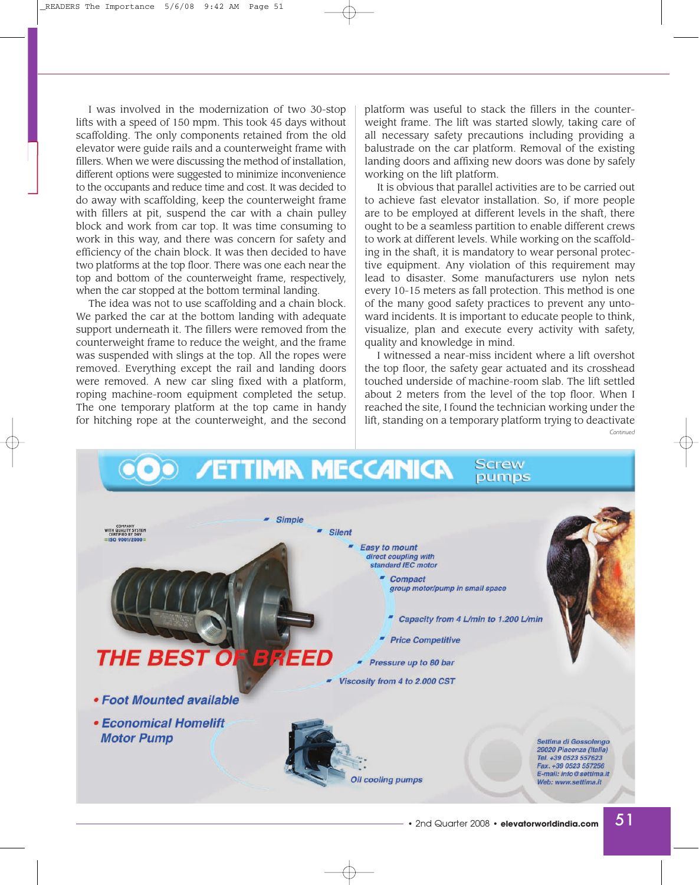I was involved in the modernization of two 30-stop lifts with a speed of 150 mpm. This took 45 days without scaffolding. The only components retained from the old elevator were guide rails and a counterweight frame with fillers. When we were discussing the method of installation, different options were suggested to minimize inconvenience to the occupants and reduce time and cost. It was decided to do away with scaffolding, keep the counterweight frame with fillers at pit, suspend the car with a chain pulley block and work from car top. It was time consuming to work in this way, and there was concern for safety and efficiency of the chain block. It was then decided to have two platforms at the top floor. There was one each near the top and bottom of the counterweight frame, respectively, when the car stopped at the bottom terminal landing.

The idea was not to use scaffolding and a chain block. We parked the car at the bottom landing with adequate support underneath it. The fillers were removed from the counterweight frame to reduce the weight, and the frame was suspended with slings at the top. All the ropes were removed. Everything except the rail and landing doors were removed. A new car sling fixed with a platform, roping machine-room equipment completed the setup. The one temporary platform at the top came in handy for hitching rope at the counterweight, and the second platform was useful to stack the fillers in the counterweight frame. The lift was started slowly, taking care of all necessary safety precautions including providing a balustrade on the car platform. Removal of the existing landing doors and affixing new doors was done by safely working on the lift platform.

It is obvious that parallel activities are to be carried out to achieve fast elevator installation. So, if more people are to be employed at different levels in the shaft, there ought to be a seamless partition to enable different crews to work at different levels. While working on the scaffolding in the shaft, it is mandatory to wear personal protective equipment. Any violation of this requirement may lead to disaster. Some manufacturers use nylon nets every 10-15 meters as fall protection. This method is one of the many good safety practices to prevent any untoward incidents. It is important to educate people to think, visualize, plan and execute every activity with safety, quality and knowledge in mind.

I witnessed a near-miss incident where a lift overshot the top floor, the safety gear actuated and its crosshead touched underside of machine-room slab. The lift settled about 2 meters from the level of the top floor. When I reached the site, I found the technician working under the lift, standing on a temporary platform trying to deactivate

*Continued*

**SETTIMA MECCANICA** Screw pumps

COMPANY WITH QUALITY SYSTEM CERTIFIED BY DNV =ISO 9001/2000=

- Simple
- Silent
- Easy to mount
  direct coupling with standard IEC motor
- Compact
  group motor/pump in small space
- Capacity from 4 L/min to 1.200 L/min
- Price Competitive
- Pressure up to 80 bar
- Viscosity from 4 to 2.000 CST

**THE BEST OF BREED**

- Foot Mounted available
- Economical Homelift Motor Pump

Oil cooling pumps

Settima di Gossolengo
29020 Piacenza (Italia)
Tel. +39 0523 557623
Fax. +39 0523 557256
E-mail: info@settima.it
Web: www.settima.it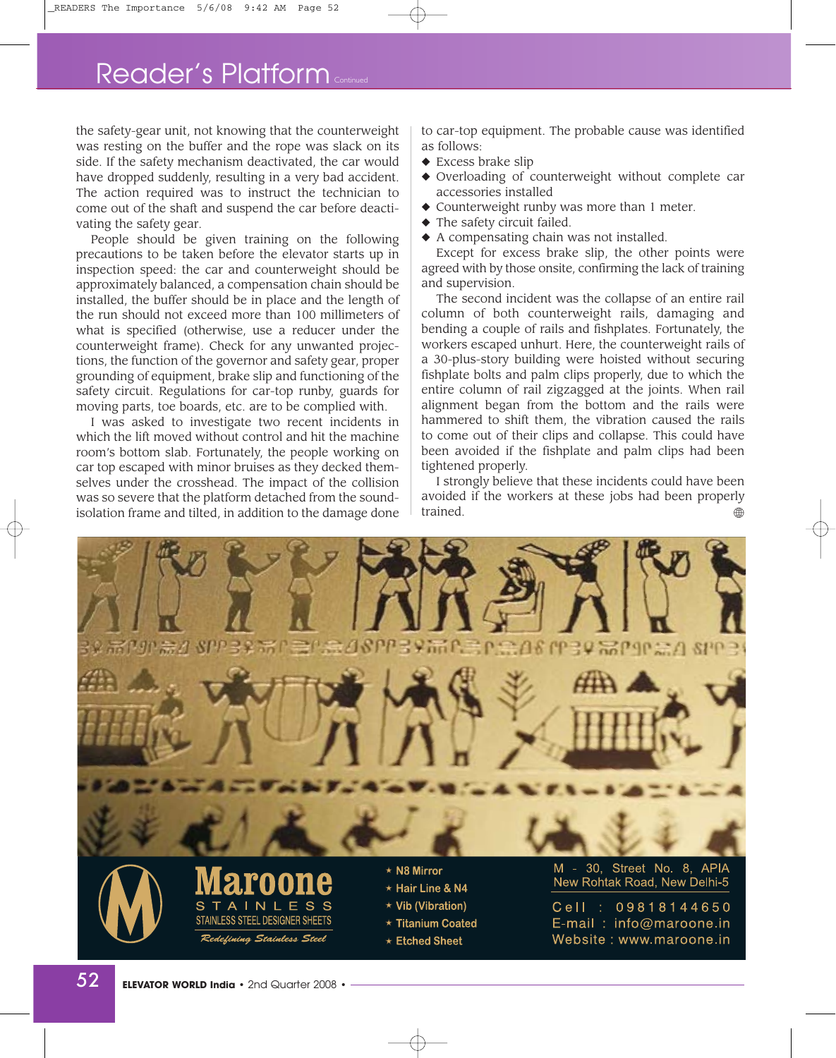the safety-gear unit, not knowing that the counterweight was resting on the buffer and the rope was slack on its side. If the safety mechanism deactivated, the car would have dropped suddenly, resulting in a very bad accident. The action required was to instruct the technician to come out of the shaft and suspend the car before deactivating the safety gear.

People should be given training on the following precautions to be taken before the elevator starts up in inspection speed: the car and counterweight should be approximately balanced, a compensation chain should be installed, the buffer should be in place and the length of the run should not exceed more than 100 millimeters of what is specified (otherwise, use a reducer under the counterweight frame). Check for any unwanted projections, the function of the governor and safety gear, proper grounding of equipment, brake slip and functioning of the safety circuit. Regulations for car-top runby, guards for moving parts, toe boards, etc. are to be complied with.

I was asked to investigate two recent incidents in which the lift moved without control and hit the machine room's bottom slab. Fortunately, the people working on car top escaped with minor bruises as they decked themselves under the crosshead. The impact of the collision was so severe that the platform detached from the sound-isolation frame and tilted, in addition to the damage done to car-top equipment. The probable cause was identified as follows:

- Excess brake slip
- Overloading of counterweight without complete car accessories installed
- Counterweight runby was more than 1 meter.
- The safety circuit failed.
- A compensating chain was not installed.

Except for excess brake slip, the other points were agreed with by those onsite, confirming the lack of training and supervision.

The second incident was the collapse of an entire rail column of both counterweight rails, damaging and bending a couple of rails and fishplates. Fortunately, the workers escaped unhurt. Here, the counterweight rails of a 30-plus-story building were hoisted without securing fishplate bolts and palm clips properly, due to which the entire column of rail zigzagged at the joints. When rail alignment began from the bottom and the rails were hammered to shift them, the vibration caused the rails to come out of their clips and collapse. This could have been avoided if the fishplate and palm clips had been tightened properly.

I strongly believe that these incidents could have been avoided if the workers at these jobs had been properly trained.

**Maroone**
STAINLESS
STAINLESS STEEL DESIGNER SHEETS
*Redefining Stainless Steel*

- N8 Mirror
- Hair Line & N4
- Vib (Vibration)
- Titanium Coated
- Etched Sheet

M - 30, Street No. 8, APIA
New Rohtak Road, New Delhi-5

Cell : 09818144650
E-mail : info@maroone.in
Website : www.maroone.in